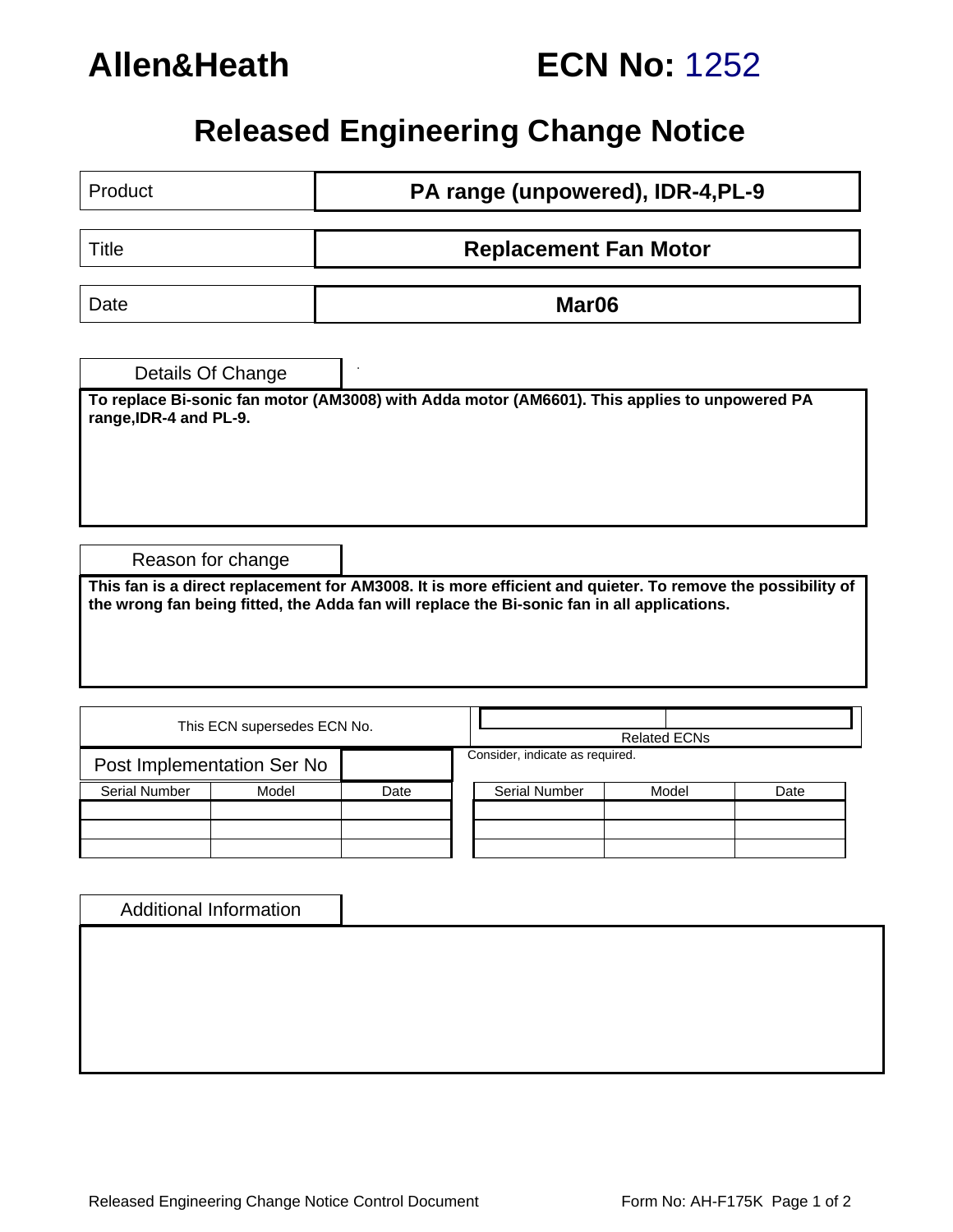# Allen&Heath

# ECN No: 1252

## Released Engineering Change Notice

| Product | PA range (unpowered), IDR-4,PL-9 |
|---|---|
| Title | Replacement Fan Motor |
| Date | Mar06 |

### Details Of Change

**To replace Bi-sonic fan motor (AM3008) with Adda motor (AM6601). This applies to unpowered PA range,IDR-4 and PL-9.**

### Reason for change

**This fan is a direct replacement for AM3008. It is more efficient and quieter. To remove the possibility of the wrong fan being fitted, the Adda fan will replace the Bi-sonic fan in all applications.**

| This ECN supersedes ECN No. | | Related ECNs | |
|---|---|---|---|

Post Implementation Ser No

| Serial Number | Model | Date |
|---|---|---|
| | | |
| | | |
| | | |

Consider, indicate as required.

| Serial Number | Model | Date |
|---|---|---|
| | | |
| | | |
| | | |

### Additional Information

Released Engineering Change Notice Control Document

Form No: AH-F175K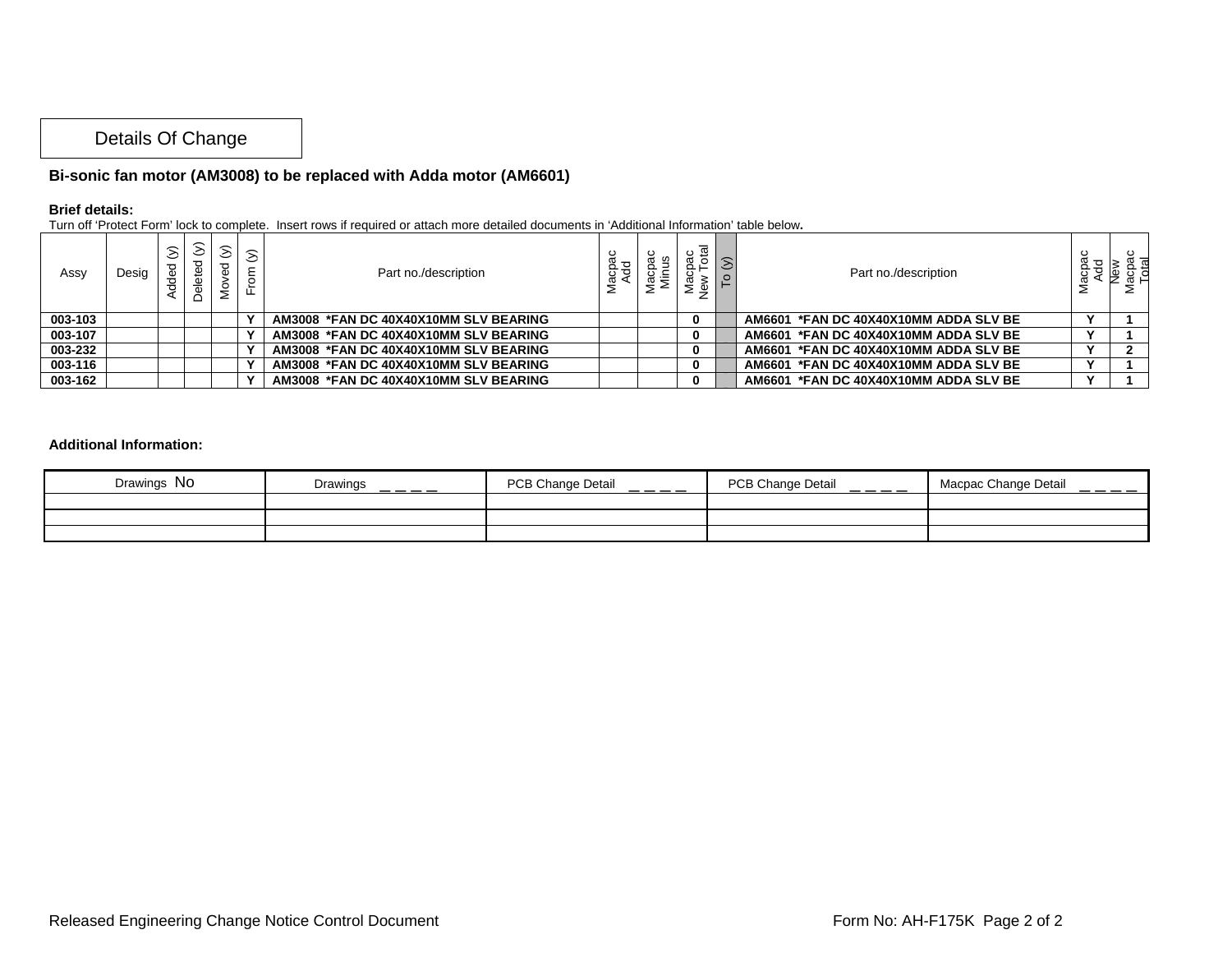## Details Of Change

**Bi-sonic fan motor (AM3008) to be replaced with Adda motor (AM6601)**

**Brief details:**
Turn off 'Protect Form' lock to complete. Insert rows if required or attach more detailed documents in 'Additional Information' table below.

| Assy | Desig | Added (y) | Deleted (y) | Moved (y) | From (y) | Part no./description | Macpac Add | Macpac Minus | Macpac New Total | To (y) | Part no./description | Macpac Add | New Macpac Total |
|---|---|---|---|---|---|---|---|---|---|---|---|---|---|
| 003-103 | | | | | Y | AM3008 *FAN DC 40X40X10MM SLV BEARING | | | 0 | | AM6601 *FAN DC 40X40X10MM ADDA SLV BE | Y | 1 |
| 003-107 | | | | | Y | AM3008 *FAN DC 40X40X10MM SLV BEARING | | | 0 | | AM6601 *FAN DC 40X40X10MM ADDA SLV BE | Y | 1 |
| 003-232 | | | | | Y | AM3008 *FAN DC 40X40X10MM SLV BEARING | | | 0 | | AM6601 *FAN DC 40X40X10MM ADDA SLV BE | Y | 2 |
| 003-116 | | | | | Y | AM3008 *FAN DC 40X40X10MM SLV BEARING | | | 0 | | AM6601 *FAN DC 40X40X10MM ADDA SLV BE | Y | 1 |
| 003-162 | | | | | Y | AM3008 *FAN DC 40X40X10MM SLV BEARING | | | 0 | | AM6601 *FAN DC 40X40X10MM ADDA SLV BE | Y | 1 |

**Additional Information:**

| Drawings No | Drawings _ _ _ _ | PCB Change Detail _ _ _ _ | PCB Change Detail _ _ _ _ | Macpac Change Detail _ _ _ _ |
|---|---|---|---|---|
| | | | | |
| | | | | |
| | | | | |

Released Engineering Change Notice Control Document

Form No: AH-F175K